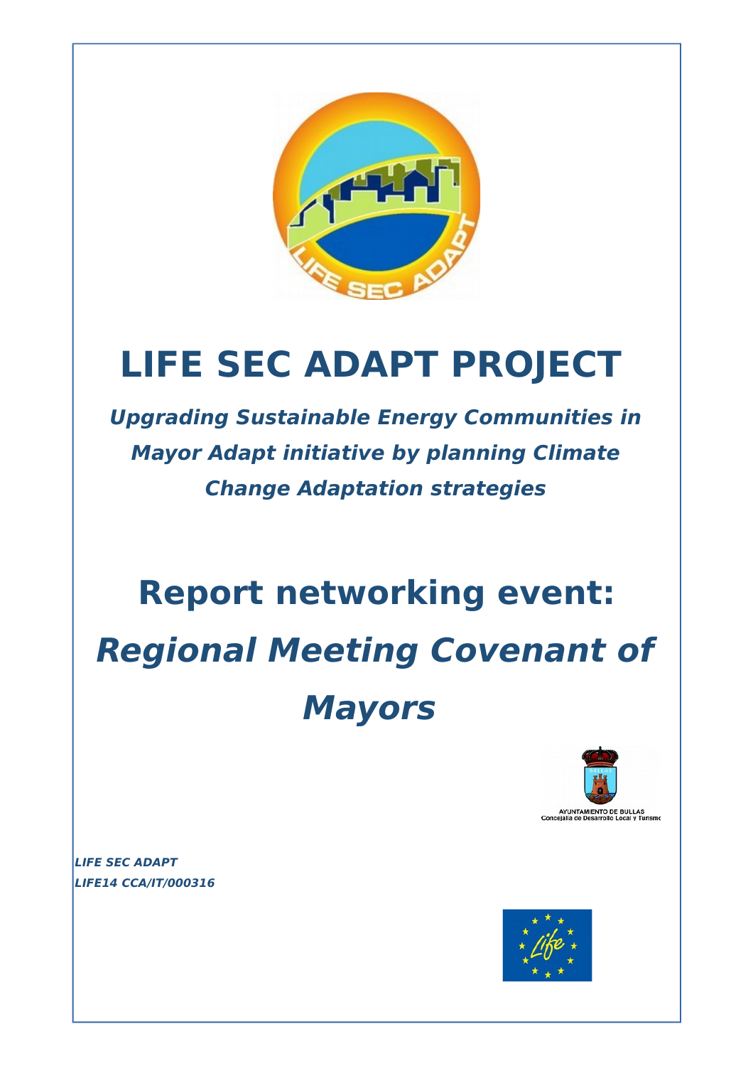# LIFE SEC ADAPT PROJECT

***Upgrading Sustainable Energy Communities in Mayor Adapt initiative by planning Climate Change Adaptation strategies***

# Report networking event:

# *Regional Meeting Covenant of Mayors*

AYUNTAMIENTO DE BULLAS
Concejalía de Desarrollo Local y Turismo

***LIFE SEC ADAPT***
***LIFE14 CCA/IT/000316***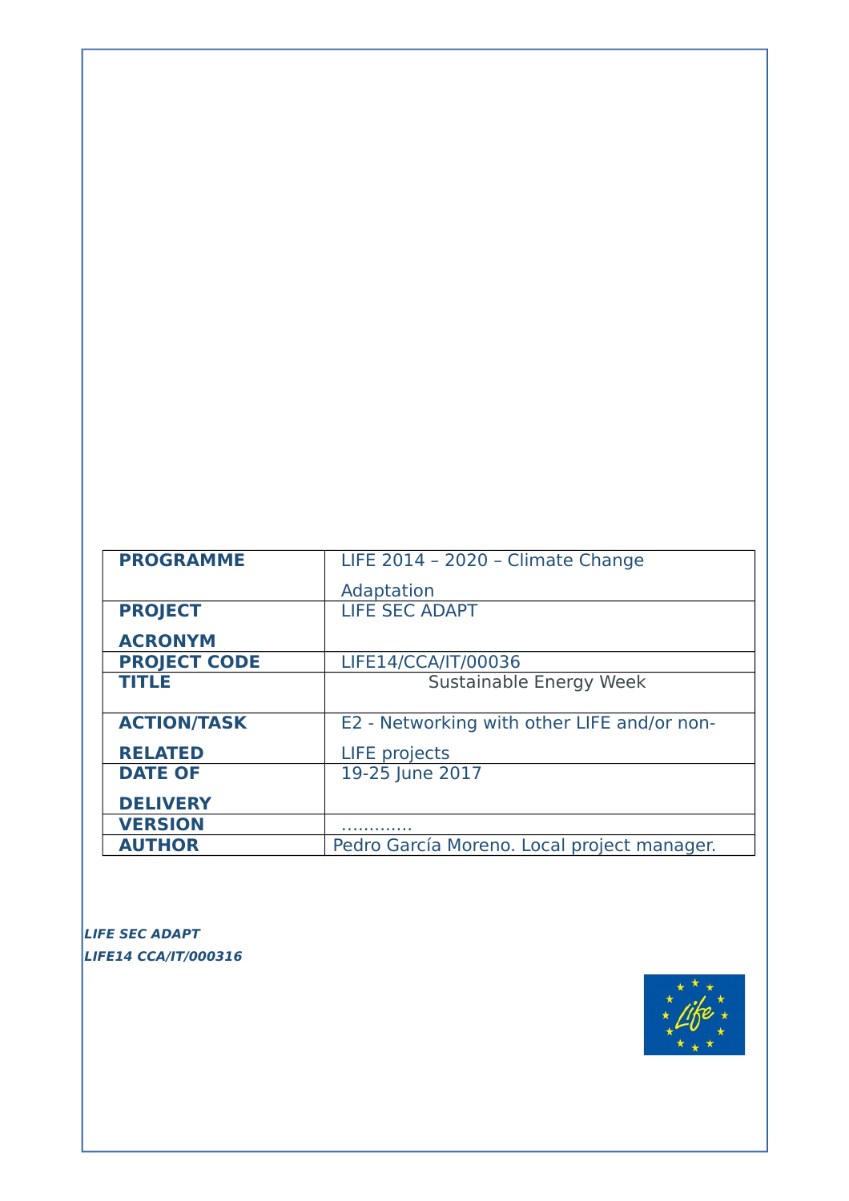| **PROGRAMME** | LIFE 2014 – 2020 – Climate Change Adaptation |
|---|---|
| **PROJECT ACRONYM** | LIFE SEC ADAPT |
| **PROJECT CODE** | LIFE14/CCA/IT/00036 |
| **TITLE** | Sustainable Energy Week |
| **ACTION/TASK RELATED** | E2 - Networking with other LIFE and/or non-LIFE projects |
| **DATE OF DELIVERY** | 19-25 June 2017 |
| **VERSION** | ………… |
| **AUTHOR** | Pedro García Moreno. Local project manager. |

***LIFE SEC ADAPT***
***LIFE14 CCA/IT/000316***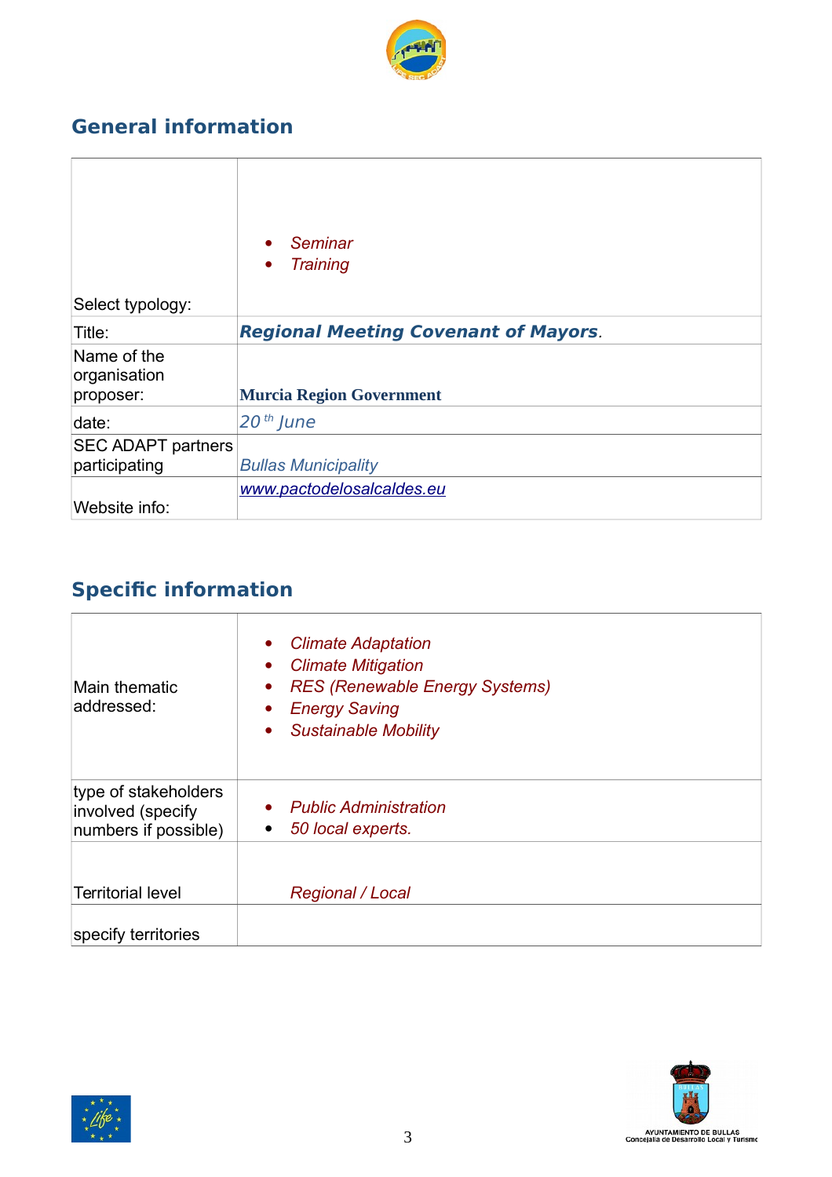## General information

| | |
|---|---|
| Select typology: | • *Seminar*<br>• *Training* |
| Title: | ***Regional Meeting Covenant of Mayors***. |
| Name of the organisation proposer: | **Murcia Region Government** |
| date: | *20 th June* |
| SEC ADAPT partners participating | *Bullas Municipality* |
| Website info: | www.pactodelosalcaldes.eu |

## Specific information

| | |
|---|---|
| Main thematic addressed: | • *Climate Adaptation*<br>• *Climate Mitigation*<br>• *RES (Renewable Energy Systems)*<br>• *Energy Saving*<br>• *Sustainable Mobility* |
| type of stakeholders involved (specify numbers if possible) | • *Public Administration*<br>• *50 local experts.* |
| Territorial level | *Regional / Local* |
| specify territories | |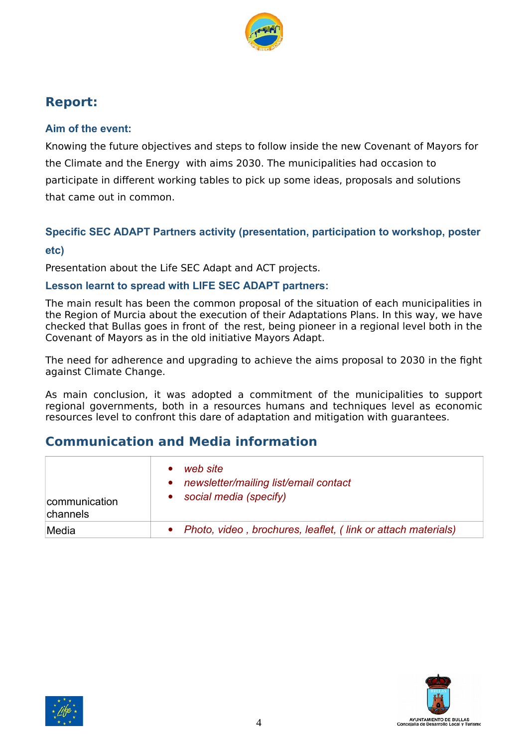## Report:

### Aim of the event:

Knowing the future objectives and steps to follow inside the new Covenant of Mayors for the Climate and the Energy with aims 2030. The municipalities had occasion to participate in different working tables to pick up some ideas, proposals and solutions that came out in common.

### Specific SEC ADAPT Partners activity (presentation, participation to workshop, poster etc)

Presentation about the Life SEC Adapt and ACT projects.

### Lesson learnt to spread with LIFE SEC ADAPT partners:

The main result has been the common proposal of the situation of each municipalities in the Region of Murcia about the execution of their Adaptations Plans. In this way, we have checked that Bullas goes in front of the rest, being pioneer in a regional level both in the Covenant of Mayors as in the old initiative Mayors Adapt.

The need for adherence and upgrading to achieve the aims proposal to 2030 in the fight against Climate Change.

As main conclusion, it was adopted a commitment of the municipalities to support regional governments, both in a resources humans and techniques level as economic resources level to confront this dare of adaptation and mitigation with guarantees.

## Communication and Media information

| | |
|---|---|
| communication channels | • *web site*<br>• *newsletter/mailing list/email contact*<br>• *social media (specify)* |
| Media | • *Photo, video , brochures, leaflet, ( link or attach materials)* |